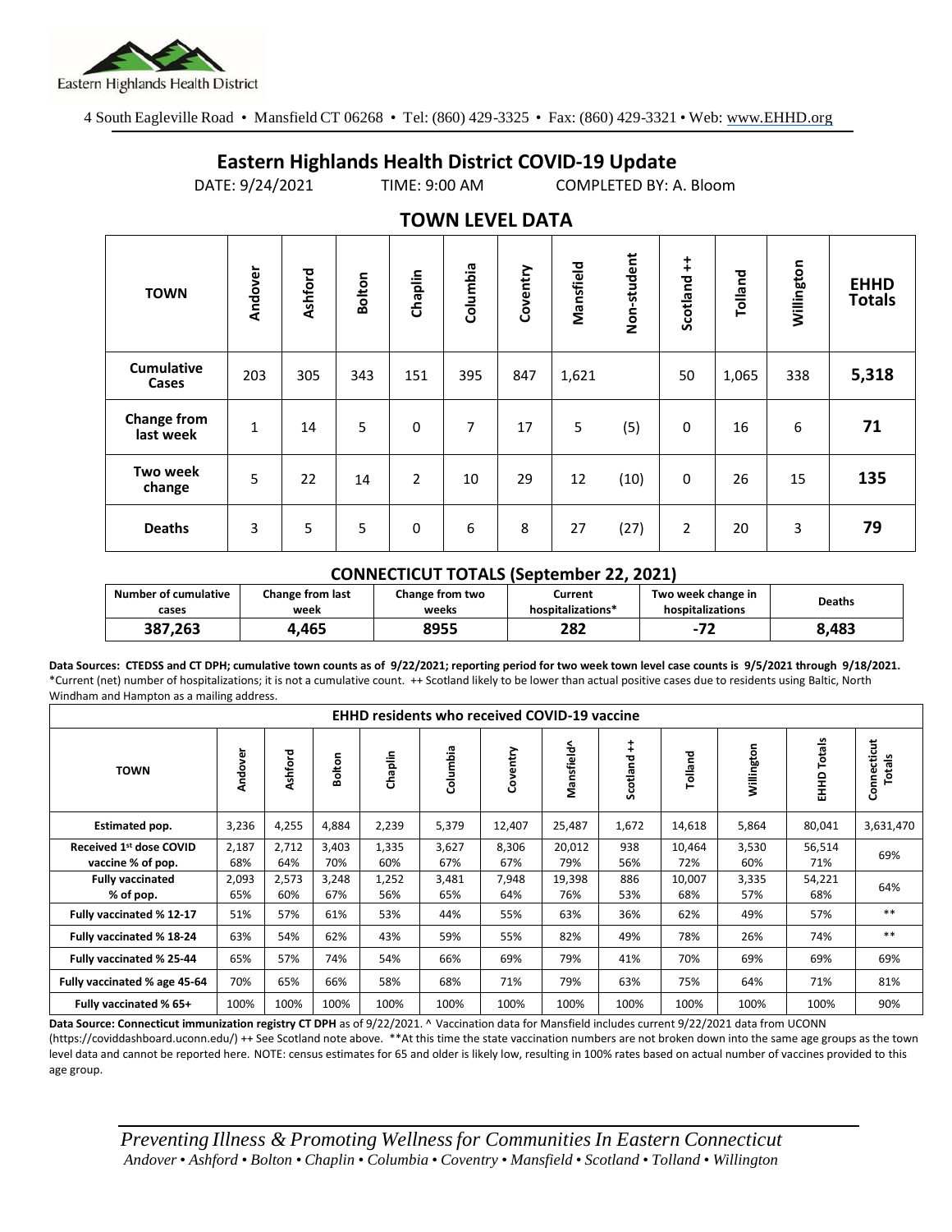Eastern Highlands Health District

4 South Eagleville Road • Mansfield CT 06268 • Tel: (860) 429-3325 • Fax: (860) 429-3321 • Web: www.EHHD.org

# Eastern Highlands Health District COVID-19 Update

DATE: 9/24/2021 TIME: 9:00 AM COMPLETED BY: A. Bloom

## TOWN LEVEL DATA

| TOWN | Andover | Ashford | Bolton | Chaplin | Columbia | Coventry | Mansfield | Non-student | Scotland ++ | Tolland | Willington | EHHD Totals |
|---|---|---|---|---|---|---|---|---|---|---|---|---|
| Cumulative Cases | 203 | 305 | 343 | 151 | 395 | 847 | 1,621 | | 50 | 1,065 | 338 | **5,318** |
| Change from last week | 1 | 14 | 5 | 0 | 7 | 17 | 5 | (5) | 0 | 16 | 6 | **71** |
| Two week change | 5 | 22 | 14 | 2 | 10 | 29 | 12 | (10) | 0 | 26 | 15 | **135** |
| Deaths | 3 | 5 | 5 | 0 | 6 | 8 | 27 | (27) | 2 | 20 | 3 | **79** |

### CONNECTICUT TOTALS (September 22, 2021)

| Number of cumulative cases | Change from last week | Change from two weeks | Current hospitalizations* | Two week change in hospitalizations | Deaths |
|---|---|---|---|---|---|
| **387,263** | **4,465** | **8955** | **282** | **-72** | **8,483** |

**Data Sources: CTEDSS and CT DPH; cumulative town counts as of 9/22/2021; reporting period for two week town level case counts is 9/5/2021 through 9/18/2021.** *Current (net) number of hospitalizations; it is not a cumulative count. ++ Scotland likely to be lower than actual positive cases due to residents using Baltic, North Windham and Hampton as a mailing address.

| EHHD residents who received COVID-19 vaccine | | | | | | | | | | | | |
|---|---|---|---|---|---|---|---|---|---|---|---|---|
| TOWN | Andover | Ashford | Bolton | Chaplin | Columbia | Coventry | Mansfield^ | Scotland ++ | Tolland | Willington | EHHD Totals | Connecticut Totals |
| Estimated pop. | 3,236 | 4,255 | 4,884 | 2,239 | 5,379 | 12,407 | 25,487 | 1,672 | 14,618 | 5,864 | 80,041 | 3,631,470 |
| Received 1st dose COVID vaccine % of pop. | 2,187 68% | 2,712 64% | 3,403 70% | 1,335 60% | 3,627 67% | 8,306 67% | 20,012 79% | 938 56% | 10,464 72% | 3,530 60% | 56,514 71% | 69% |
| Fully vaccinated % of pop. | 2,093 65% | 2,573 60% | 3,248 67% | 1,252 56% | 3,481 65% | 7,948 64% | 19,398 76% | 886 53% | 10,007 68% | 3,335 57% | 54,221 68% | 64% |
| Fully vaccinated % 12-17 | 51% | 57% | 61% | 53% | 44% | 55% | 63% | 36% | 62% | 49% | 57% | ** |
| Fully vaccinated % 18-24 | 63% | 54% | 62% | 43% | 59% | 55% | 82% | 49% | 78% | 26% | 74% | ** |
| Fully vaccinated % 25-44 | 65% | 57% | 74% | 54% | 66% | 69% | 79% | 41% | 70% | 69% | 69% | 69% |
| Fully vaccinated % age 45-64 | 70% | 65% | 66% | 58% | 68% | 71% | 79% | 63% | 75% | 64% | 71% | 81% |
| Fully vaccinated % 65+ | 100% | 100% | 100% | 100% | 100% | 100% | 100% | 100% | 100% | 100% | 100% | 90% |

**Data Source: Connecticut immunization registry CT DPH** as of 9/22/2021. ^ Vaccination data for Mansfield includes current 9/22/2021 data from UCONN (https://coviddashboard.uconn.edu/) ++ See Scotland note above. **At this time the state vaccination numbers are not broken down into the same age groups as the town level data and cannot be reported here. NOTE: census estimates for 65 and older is likely low, resulting in 100% rates based on actual number of vaccines provided to this age group.

*Preventing Illness & Promoting Wellness for Communities In Eastern Connecticut*
*Andover • Ashford • Bolton • Chaplin • Columbia • Coventry • Mansfield • Scotland • Tolland • Willington*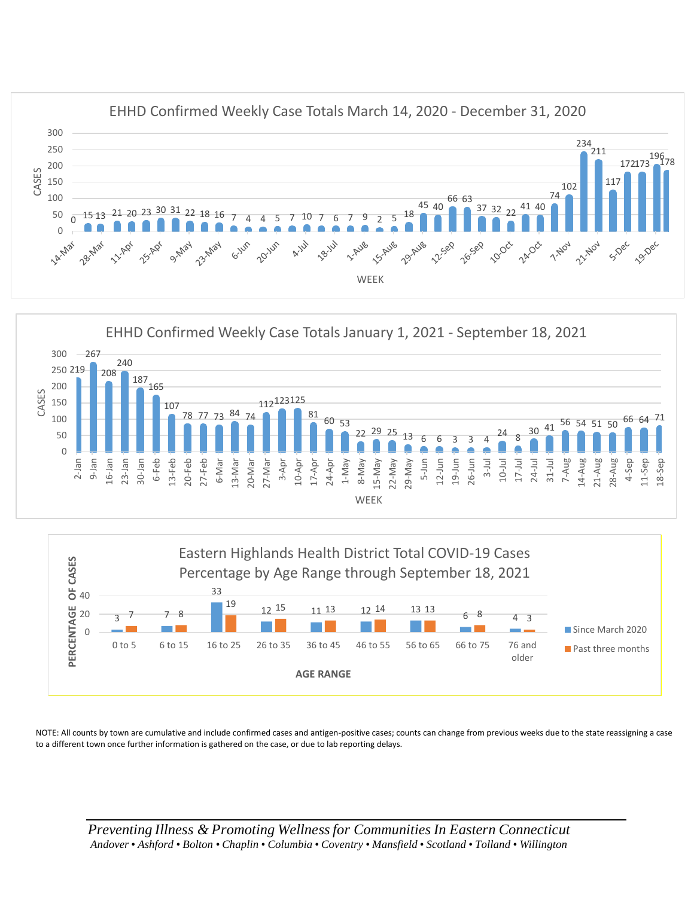EHHD Confirmed Weekly Case Totals March 14, 2020 - December 31, 2020

CASES

300
250
200
150
100
50
0

0 15 13 21 20 23 30 31 22 18 16 7 4 4 5 7 10 7 6 7 9 2 5 18 45 40 66 63 37 32 22 41 40 74 102 234 211 117 172 173 196 178

14-Mar 28-Mar 11-Apr 25-Apr 9-May 23-May 6-Jun 20-Jun 4-Jul 18-Jul 1-Aug 15-Aug 29-Aug 12-Sep 26-Sep 10-Oct 24-Oct 7-Nov 21-Nov 5-Dec 19-Dec

WEEK

EHHD Confirmed Weekly Case Totals January 1, 2021 - September 18, 2021

CASES

300
250
200
150
100
50
0

219 267 208 240 187 165 107 78 77 73 84 74 112 123 125 81 60 53 22 29 25 13 6 6 3 3 4 24 8 30 41 56 54 51 50 66 64 71

2-Jan 9-Jan 16-Jan 23-Jan 30-Jan 6-Feb 13-Feb 20-Feb 27-Feb 6-Mar 13-Mar 20-Mar 27-Mar 3-Apr 10-Apr 17-Apr 24-Apr 1-May 8-May 15-May 22-May 29-May 5-Jun 12-Jun 19-Jun 26-Jun 3-Jul 10-Jul 17-Jul 24-Jul 31-Jul 7-Aug 14-Aug 21-Aug 28-Aug 4-Sep 11-Sep 18-Sep

WEEK

Eastern Highlands Health District Total COVID-19 Cases Percentage by Age Range through September 18, 2021

PERCENTAGE OF CASES

40
20
0

0 to 5: 3 7
6 to 15: 7 8
16 to 25: 33 19
26 to 35: 12 15
36 to 45: 11 13
46 to 55: 12 14
56 to 65: 13 13
66 to 75: 6 8
76 and older: 4 3

AGE RANGE

Since March 2020
Past three months

NOTE: All counts by town are cumulative and include confirmed cases and antigen-positive cases; counts can change from previous weeks due to the state reassigning a case to a different town once further information is gathered on the case, or due to lab reporting delays.

*Preventing Illness & Promoting Wellness for Communities In Eastern Connecticut*
*Andover • Ashford • Bolton • Chaplin • Columbia • Coventry • Mansfield • Scotland • Tolland • Willington*